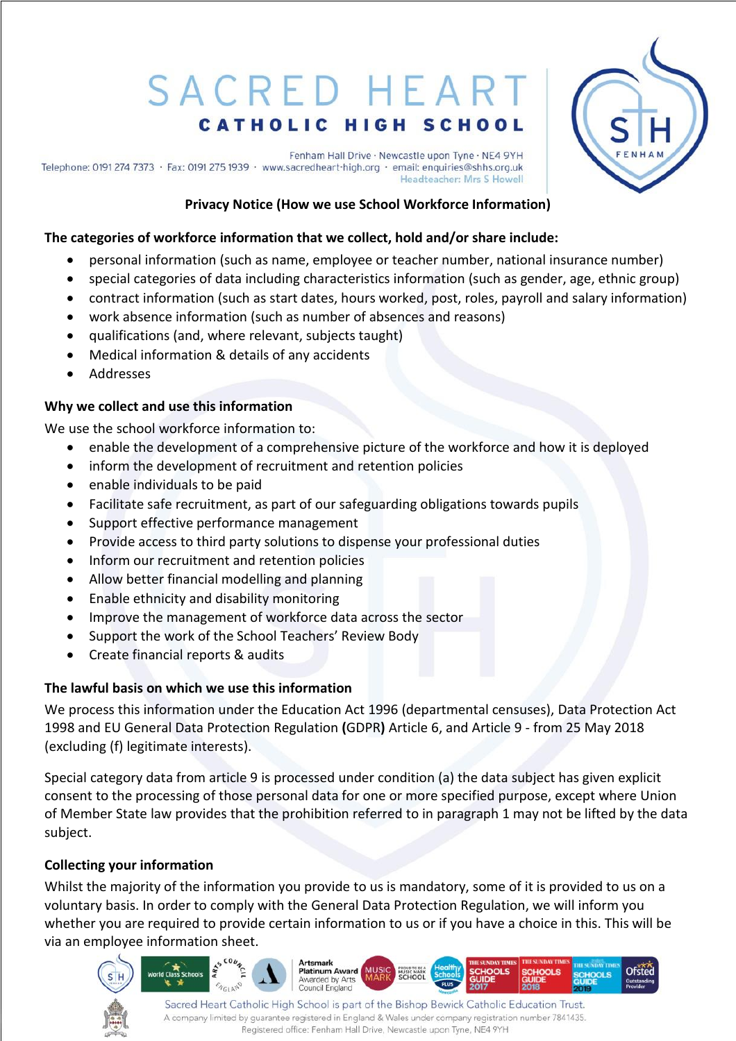**Privacy Notice (How we use School Workforce Information)**

**The categories of workforce information that we collect, hold and/or share include:**

- personal information (such as name, employee or teacher number, national insurance number)
- special categories of data including characteristics information (such as gender, age, ethnic group)
- contract information (such as start dates, hours worked, post, roles, payroll and salary information)
- work absence information (such as number of absences and reasons)
- qualifications (and, where relevant, subjects taught)
- Medical information & details of any accidents
- Addresses

**Why we collect and use this information**

We use the school workforce information to:

- enable the development of a comprehensive picture of the workforce and how it is deployed
- inform the development of recruitment and retention policies
- enable individuals to be paid
- Facilitate safe recruitment, as part of our safeguarding obligations towards pupils
- Support effective performance management
- Provide access to third party solutions to dispense your professional duties
- Inform our recruitment and retention policies
- Allow better financial modelling and planning
- Enable ethnicity and disability monitoring
- Improve the management of workforce data across the sector
- Support the work of the School Teachers' Review Body
- Create financial reports & audits

**The lawful basis on which we use this information**

We process this information under the Education Act 1996 (departmental censuses), Data Protection Act 1998 and EU General Data Protection Regulation **(**GDPR**)** Article 6, and Article 9 - from 25 May 2018 (excluding (f) legitimate interests).

Special category data from article 9 is processed under condition (a) the data subject has given explicit consent to the processing of those personal data for one or more specified purpose, except where Union of Member State law provides that the prohibition referred to in paragraph 1 may not be lifted by the data subject.

**Collecting your information**

Whilst the majority of the information you provide to us is mandatory, some of it is provided to us on a voluntary basis. In order to comply with the General Data Protection Regulation, we will inform you whether you are required to provide certain information to us or if you have a choice in this. This will be via an employee information sheet.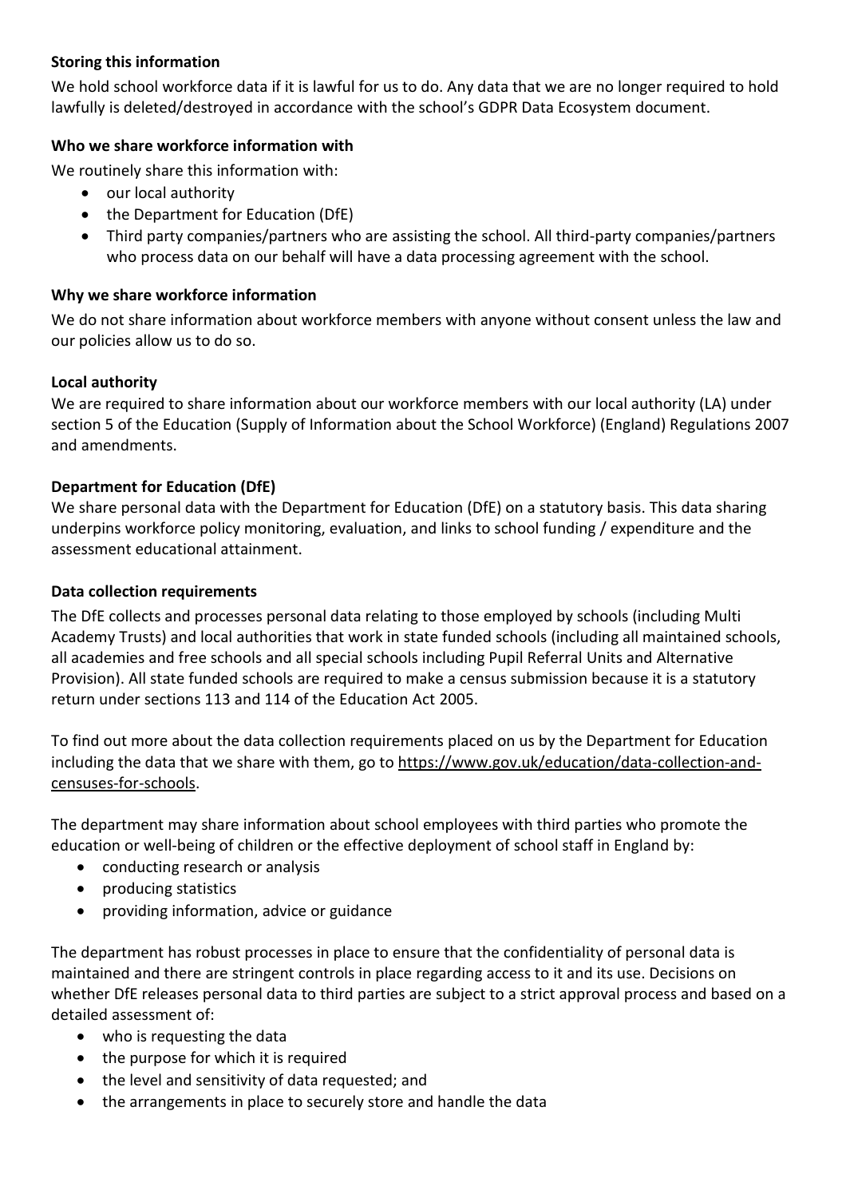**Storing this information**

We hold school workforce data if it is lawful for us to do. Any data that we are no longer required to hold lawfully is deleted/destroyed in accordance with the school's GDPR Data Ecosystem document.

**Who we share workforce information with**

We routinely share this information with:

- our local authority
- the Department for Education (DfE)
- Third party companies/partners who are assisting the school. All third-party companies/partners who process data on our behalf will have a data processing agreement with the school.

**Why we share workforce information**

We do not share information about workforce members with anyone without consent unless the law and our policies allow us to do so.

**Local authority**

We are required to share information about our workforce members with our local authority (LA) under section 5 of the Education (Supply of Information about the School Workforce) (England) Regulations 2007 and amendments.

**Department for Education (DfE)**

We share personal data with the Department for Education (DfE) on a statutory basis. This data sharing underpins workforce policy monitoring, evaluation, and links to school funding / expenditure and the assessment educational attainment.

**Data collection requirements**

The DfE collects and processes personal data relating to those employed by schools (including Multi Academy Trusts) and local authorities that work in state funded schools (including all maintained schools, all academies and free schools and all special schools including Pupil Referral Units and Alternative Provision). All state funded schools are required to make a census submission because it is a statutory return under sections 113 and 114 of the Education Act 2005.

To find out more about the data collection requirements placed on us by the Department for Education including the data that we share with them, go to https://www.gov.uk/education/data-collection-and-censuses-for-schools.

The department may share information about school employees with third parties who promote the education or well-being of children or the effective deployment of school staff in England by:

- conducting research or analysis
- producing statistics
- providing information, advice or guidance

The department has robust processes in place to ensure that the confidentiality of personal data is maintained and there are stringent controls in place regarding access to it and its use. Decisions on whether DfE releases personal data to third parties are subject to a strict approval process and based on a detailed assessment of:

- who is requesting the data
- the purpose for which it is required
- the level and sensitivity of data requested; and
- the arrangements in place to securely store and handle the data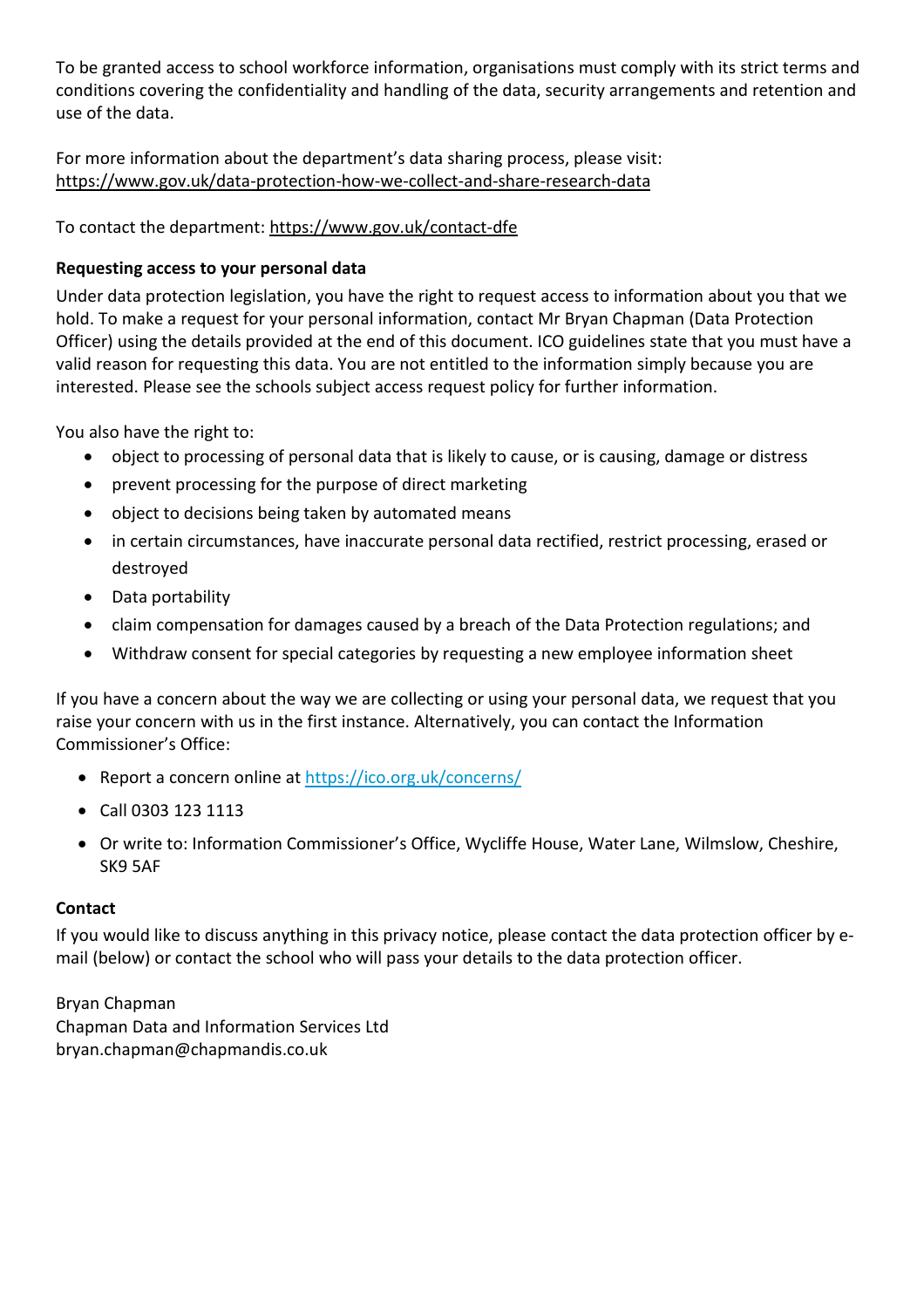To be granted access to school workforce information, organisations must comply with its strict terms and conditions covering the confidentiality and handling of the data, security arrangements and retention and use of the data.

For more information about the department's data sharing process, please visit: https://www.gov.uk/data-protection-how-we-collect-and-share-research-data

To contact the department: https://www.gov.uk/contact-dfe

**Requesting access to your personal data**

Under data protection legislation, you have the right to request access to information about you that we hold. To make a request for your personal information, contact Mr Bryan Chapman (Data Protection Officer) using the details provided at the end of this document. ICO guidelines state that you must have a valid reason for requesting this data. You are not entitled to the information simply because you are interested. Please see the schools subject access request policy for further information.

You also have the right to:

- object to processing of personal data that is likely to cause, or is causing, damage or distress
- prevent processing for the purpose of direct marketing
- object to decisions being taken by automated means
- in certain circumstances, have inaccurate personal data rectified, restrict processing, erased or destroyed
- Data portability
- claim compensation for damages caused by a breach of the Data Protection regulations; and
- Withdraw consent for special categories by requesting a new employee information sheet

If you have a concern about the way we are collecting or using your personal data, we request that you raise your concern with us in the first instance. Alternatively, you can contact the Information Commissioner's Office:

- Report a concern online at https://ico.org.uk/concerns/
- Call 0303 123 1113
- Or write to: Information Commissioner's Office, Wycliffe House, Water Lane, Wilmslow, Cheshire, SK9 5AF

**Contact**

If you would like to discuss anything in this privacy notice, please contact the data protection officer by e-mail (below) or contact the school who will pass your details to the data protection officer.

Bryan Chapman
Chapman Data and Information Services Ltd
bryan.chapman@chapmandis.co.uk